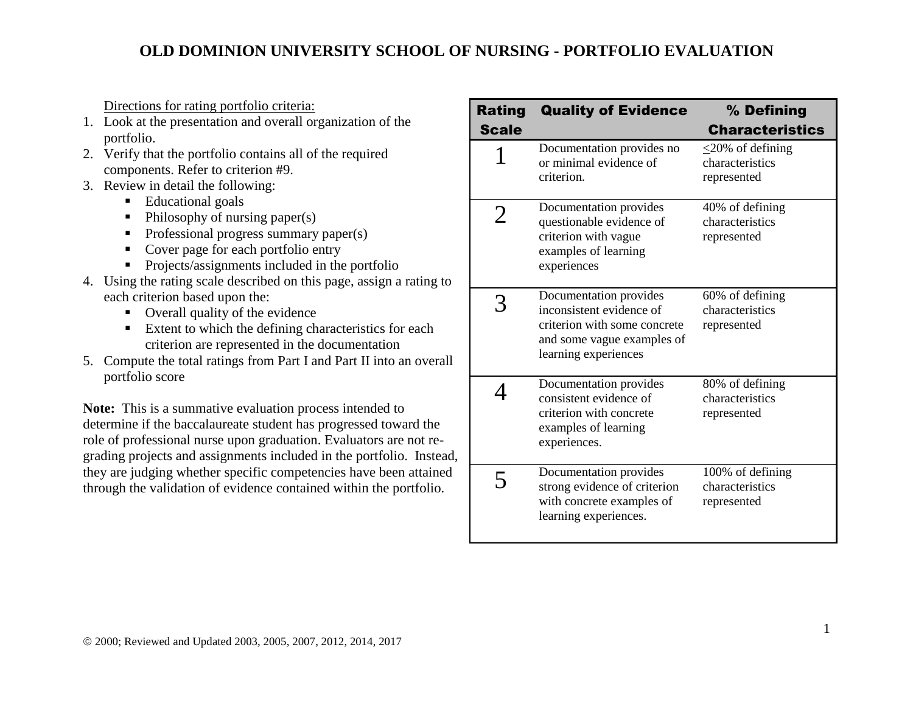# OLD DOMINION UNIVERSITY SCHOOL OF NURSING - PORTFOLIO EVALUATION

Directions for rating portfolio criteria:

1. Look at the presentation and overall organization of the portfolio.
2. Verify that the portfolio contains all of the required components. Refer to criterion #9.
3. Review in detail the following:
   - Educational goals
   - Philosophy of nursing paper(s)
   - Professional progress summary paper(s)
   - Cover page for each portfolio entry
   - Projects/assignments included in the portfolio
4. Using the rating scale described on this page, assign a rating to each criterion based upon the:
   - Overall quality of the evidence
   - Extent to which the defining characteristics for each criterion are represented in the documentation
5. Compute the total ratings from Part I and Part II into an overall portfolio score

**Note:** This is a summative evaluation process intended to determine if the baccalaureate student has progressed toward the role of professional nurse upon graduation. Evaluators are not re-grading projects and assignments included in the portfolio. Instead, they are judging whether specific competencies have been attained through the validation of evidence contained within the portfolio.

| Rating Scale | Quality of Evidence | % Defining Characteristics |
|---|---|---|
| 1 | Documentation provides no or minimal evidence of criterion. | ≤20% of defining characteristics represented |
| 2 | Documentation provides questionable evidence of criterion with vague examples of learning experiences | 40% of defining characteristics represented |
| 3 | Documentation provides inconsistent evidence of criterion with some concrete and some vague examples of learning experiences | 60% of defining characteristics represented |
| 4 | Documentation provides consistent evidence of criterion with concrete examples of learning experiences. | 80% of defining characteristics represented |
| 5 | Documentation provides strong evidence of criterion with concrete examples of learning experiences. | 100% of defining characteristics represented |

© 2000; Reviewed and Updated 2003, 2005, 2007, 2012, 2014, 2017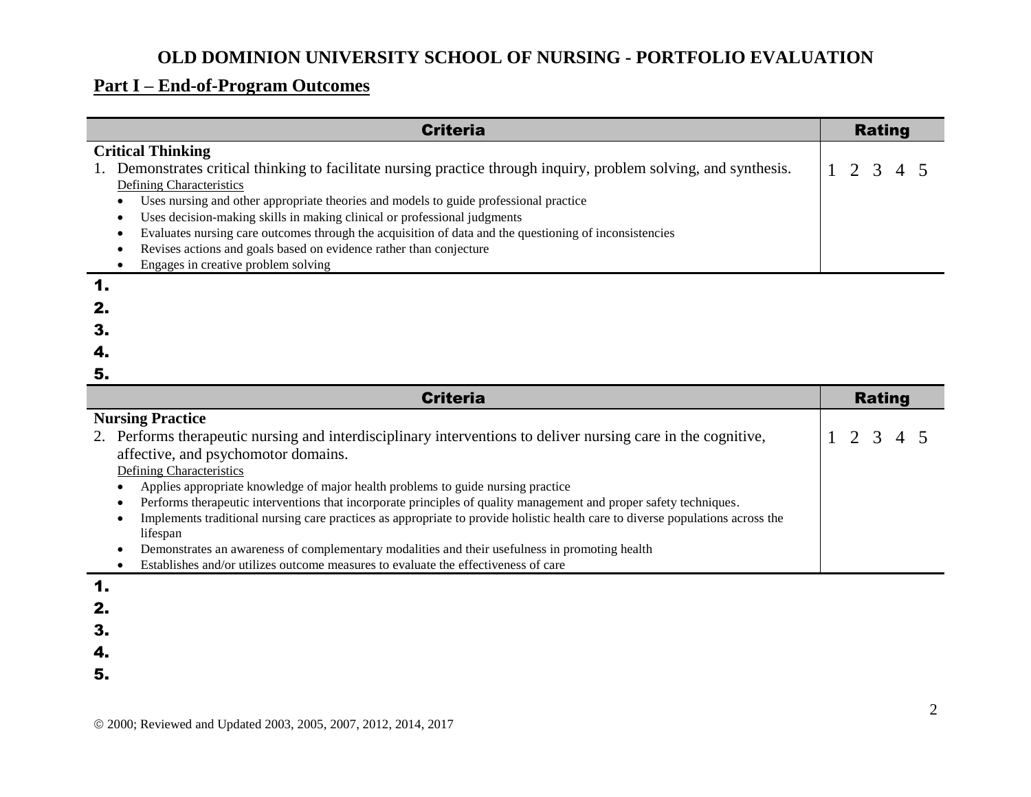# OLD DOMINION UNIVERSITY SCHOOL OF NURSING - PORTFOLIO EVALUATION

## Part I – End-of-Program Outcomes

| Criteria | Rating |
|---|---|
| **Critical Thinking**<br>1. Demonstrates critical thinking to facilitate nursing practice through inquiry, problem solving, and synthesis.<br>Defining Characteristics<br>• Uses nursing and other appropriate theories and models to guide professional practice<br>• Uses decision-making skills in making clinical or professional judgments<br>• Evaluates nursing care outcomes through the acquisition of data and the questioning of inconsistencies<br>• Revises actions and goals based on evidence rather than conjecture<br>• Engages in creative problem solving | 1 2 3 4 5 |

1.
2.
3.
4.
5.

| Criteria | Rating |
|---|---|
| **Nursing Practice**<br>2. Performs therapeutic nursing and interdisciplinary interventions to deliver nursing care in the cognitive, affective, and psychomotor domains.<br>Defining Characteristics<br>• Applies appropriate knowledge of major health problems to guide nursing practice<br>• Performs therapeutic interventions that incorporate principles of quality management and proper safety techniques.<br>• Implements traditional nursing care practices as appropriate to provide holistic health care to diverse populations across the lifespan<br>• Demonstrates an awareness of complementary modalities and their usefulness in promoting health<br>• Establishes and/or utilizes outcome measures to evaluate the effectiveness of care | 1 2 3 4 5 |

1.
2.
3.
4.
5.

© 2000; Reviewed and Updated 2003, 2005, 2007, 2012, 2014, 2017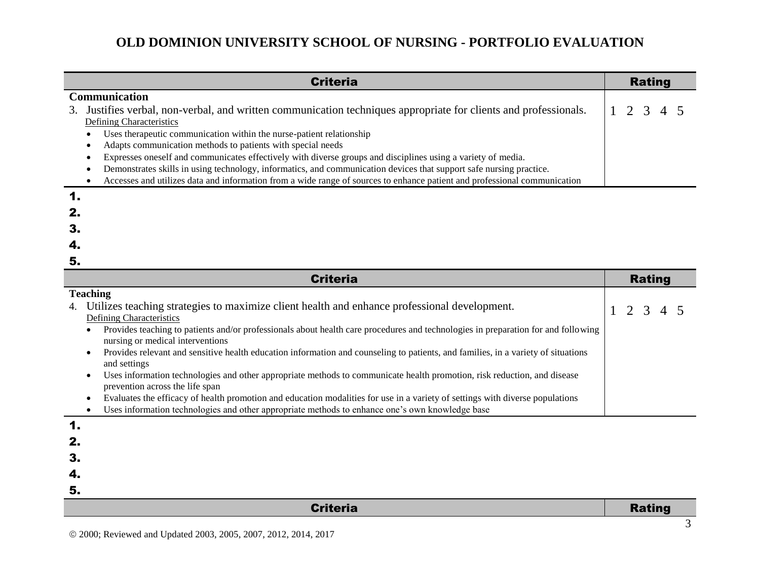# OLD DOMINION UNIVERSITY SCHOOL OF NURSING - PORTFOLIO EVALUATION

| Criteria | Rating |
|---|---|
| **Communication**<br>3. Justifies verbal, non-verbal, and written communication techniques appropriate for clients and professionals.<br>Defining Characteristics<br>• Uses therapeutic communication within the nurse-patient relationship<br>• Adapts communication methods to patients with special needs<br>• Expresses oneself and communicates effectively with diverse groups and disciplines using a variety of media.<br>• Demonstrates skills in using technology, informatics, and communication devices that support safe nursing practice.<br>• Accesses and utilizes data and information from a wide range of sources to enhance patient and professional communication | 1 2 3 4 5 |

1.
2.
3.
4.
5.

| Criteria | Rating |
|---|---|
| **Teaching**<br>4. Utilizes teaching strategies to maximize client health and enhance professional development.<br>Defining Characteristics<br>• Provides teaching to patients and/or professionals about health care procedures and technologies in preparation for and following nursing or medical interventions<br>• Provides relevant and sensitive health education information and counseling to patients, and families, in a variety of situations and settings<br>• Uses information technologies and other appropriate methods to communicate health promotion, risk reduction, and disease prevention across the life span<br>• Evaluates the efficacy of health promotion and education modalities for use in a variety of settings with diverse populations<br>• Uses information technologies and other appropriate methods to enhance one's own knowledge base | 1 2 3 4 5 |

1.
2.
3.
4.
5.

| Criteria | Rating |
|---|---|

© 2000; Reviewed and Updated 2003, 2005, 2007, 2012, 2014, 2017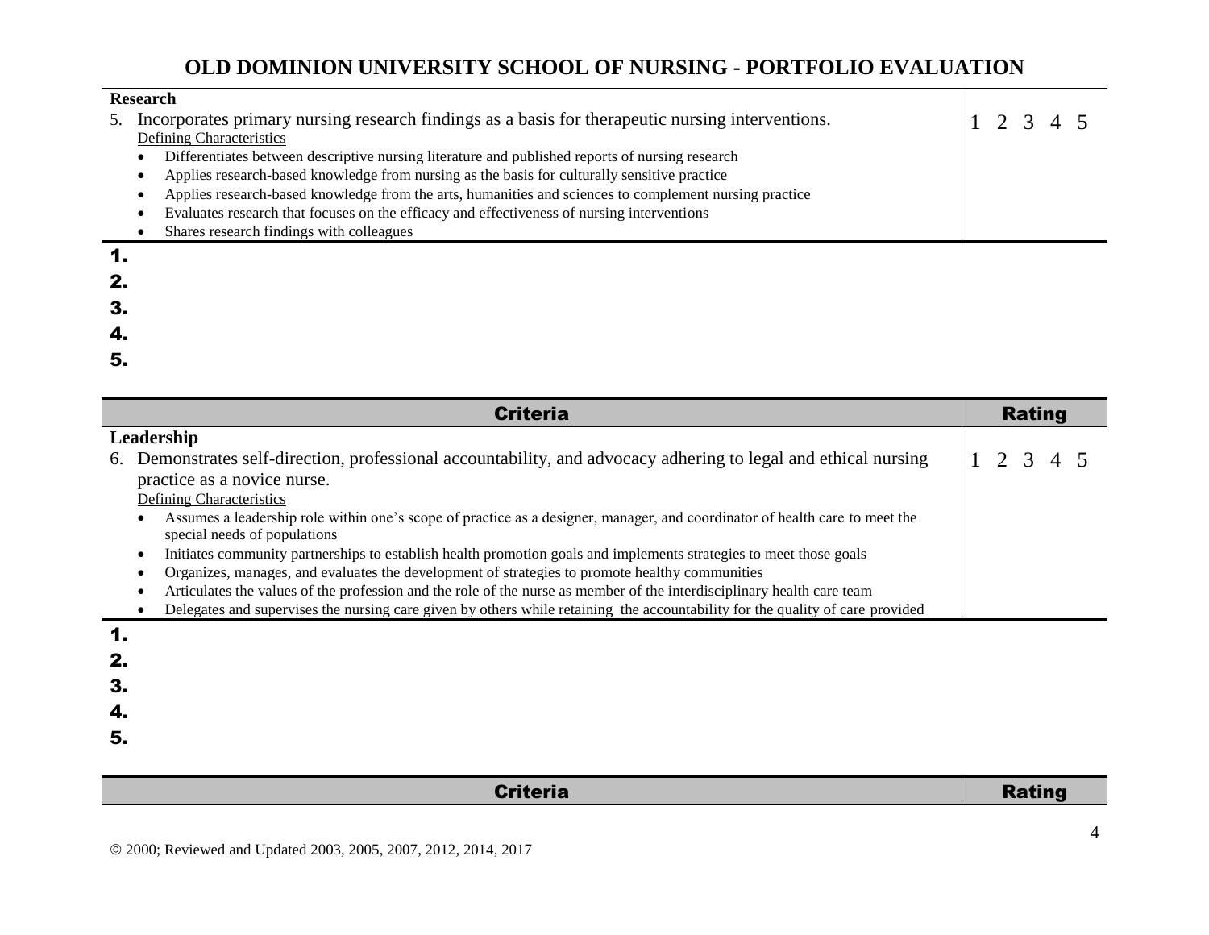# OLD DOMINION UNIVERSITY SCHOOL OF NURSING - PORTFOLIO EVALUATION

| Criteria | Rating |
|---|---|
| **Research**<br>5. Incorporates primary nursing research findings as a basis for therapeutic nursing interventions.<br>Defining Characteristics<br>• Differentiates between descriptive nursing literature and published reports of nursing research<br>• Applies research-based knowledge from nursing as the basis for culturally sensitive practice<br>• Applies research-based knowledge from the arts, humanities and sciences to complement nursing practice<br>• Evaluates research that focuses on the efficacy and effectiveness of nursing interventions<br>• Shares research findings with colleagues | 1 2 3 4 5 |

1.
2.
3.
4.
5.

| Criteria | Rating |
|---|---|
| **Leadership**<br>6. Demonstrates self-direction, professional accountability, and advocacy adhering to legal and ethical nursing practice as a novice nurse.<br>Defining Characteristics<br>• Assumes a leadership role within one's scope of practice as a designer, manager, and coordinator of health care to meet the special needs of populations<br>• Initiates community partnerships to establish health promotion goals and implements strategies to meet those goals<br>• Organizes, manages, and evaluates the development of strategies to promote healthy communities<br>• Articulates the values of the profession and the role of the nurse as member of the interdisciplinary health care team<br>• Delegates and supervises the nursing care given by others while retaining the accountability for the quality of care provided | 1 2 3 4 5 |

1.
2.
3.
4.
5.

| Criteria | Rating |
|---|---|

© 2000; Reviewed and Updated 2003, 2005, 2007, 2012, 2014, 2017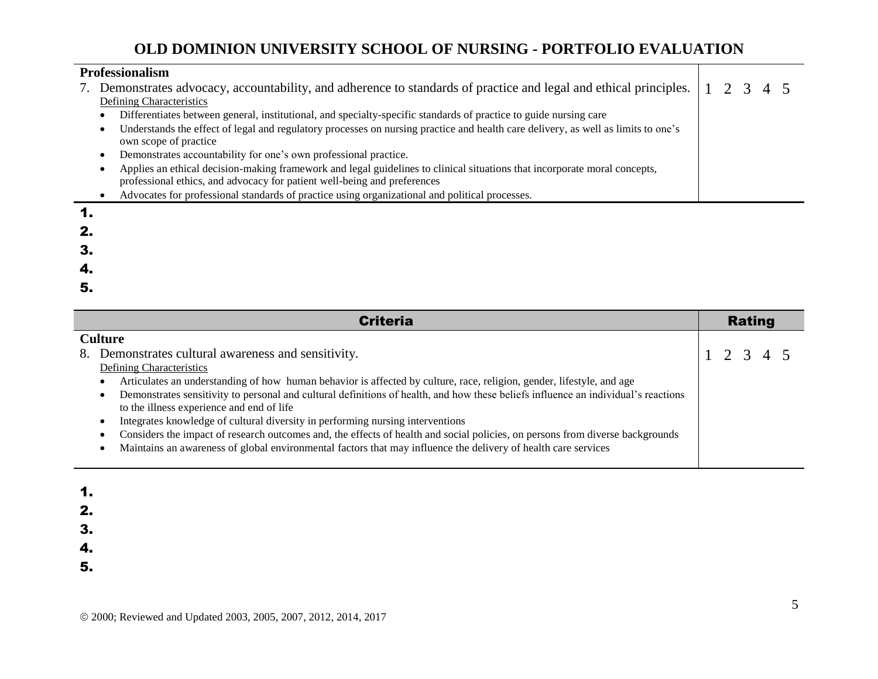# OLD DOMINION UNIVERSITY SCHOOL OF NURSING - PORTFOLIO EVALUATION

| | |
|---|---|
| **Professionalism**<br>7. Demonstrates advocacy, accountability, and adherence to standards of practice and legal and ethical principles.<br>Defining Characteristics<br>• Differentiates between general, institutional, and specialty-specific standards of practice to guide nursing care<br>• Understands the effect of legal and regulatory processes on nursing practice and health care delivery, as well as limits to one's own scope of practice<br>• Demonstrates accountability for one's own professional practice.<br>• Applies an ethical decision-making framework and legal guidelines to clinical situations that incorporate moral concepts, professional ethics, and advocacy for patient well-being and preferences<br>• Advocates for professional standards of practice using organizational and political processes. | 1 2 3 4 5 |

1.
2.
3.
4.
5.

| Criteria | Rating |
|---|---|
| **Culture**<br>8. Demonstrates cultural awareness and sensitivity.<br>Defining Characteristics<br>• Articulates an understanding of how human behavior is affected by culture, race, religion, gender, lifestyle, and age<br>• Demonstrates sensitivity to personal and cultural definitions of health, and how these beliefs influence an individual's reactions to the illness experience and end of life<br>• Integrates knowledge of cultural diversity in performing nursing interventions<br>• Considers the impact of research outcomes and, the effects of health and social policies, on persons from diverse backgrounds<br>• Maintains an awareness of global environmental factors that may influence the delivery of health care services | 1 2 3 4 5 |

1.
2.
3.
4.
5.

© 2000; Reviewed and Updated 2003, 2005, 2007, 2012, 2014, 2017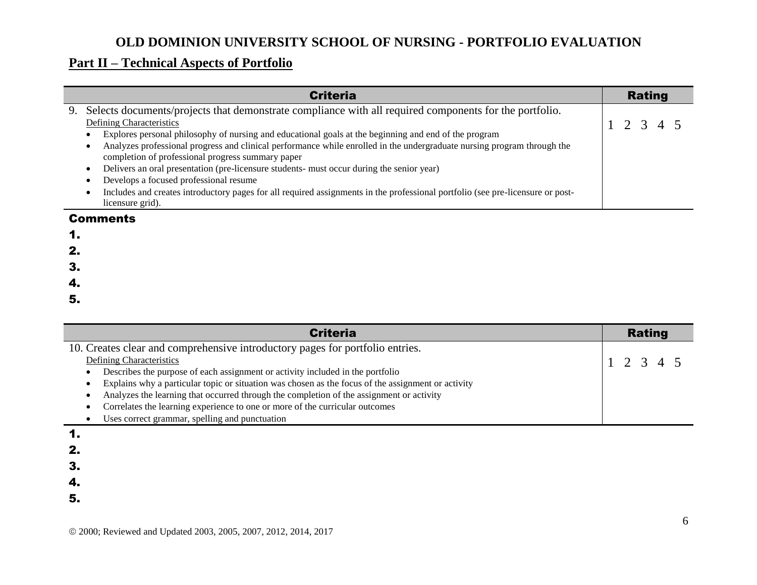# OLD DOMINION UNIVERSITY SCHOOL OF NURSING - PORTFOLIO EVALUATION

## Part II – Technical Aspects of Portfolio

| Criteria | Rating |
|---|---|
| 9. Selects documents/projects that demonstrate compliance with all required components for the portfolio.<br>Defining Characteristics<br>• Explores personal philosophy of nursing and educational goals at the beginning and end of the program<br>• Analyzes professional progress and clinical performance while enrolled in the undergraduate nursing program through the completion of professional progress summary paper<br>• Delivers an oral presentation (pre-licensure students- must occur during the senior year)<br>• Develops a focused professional resume<br>• Includes and creates introductory pages for all required assignments in the professional portfolio (see pre-licensure or post-licensure grid). | 1 2 3 4 5 |

**Comments**

1.
2.
3.
4.
5.

| Criteria | Rating |
|---|---|
| 10. Creates clear and comprehensive introductory pages for portfolio entries.<br>Defining Characteristics<br>• Describes the purpose of each assignment or activity included in the portfolio<br>• Explains why a particular topic or situation was chosen as the focus of the assignment or activity<br>• Analyzes the learning that occurred through the completion of the assignment or activity<br>• Correlates the learning experience to one or more of the curricular outcomes<br>• Uses correct grammar, spelling and punctuation | 1 2 3 4 5 |

1.
2.
3.
4.
5.

© 2000; Reviewed and Updated 2003, 2005, 2007, 2012, 2014, 2017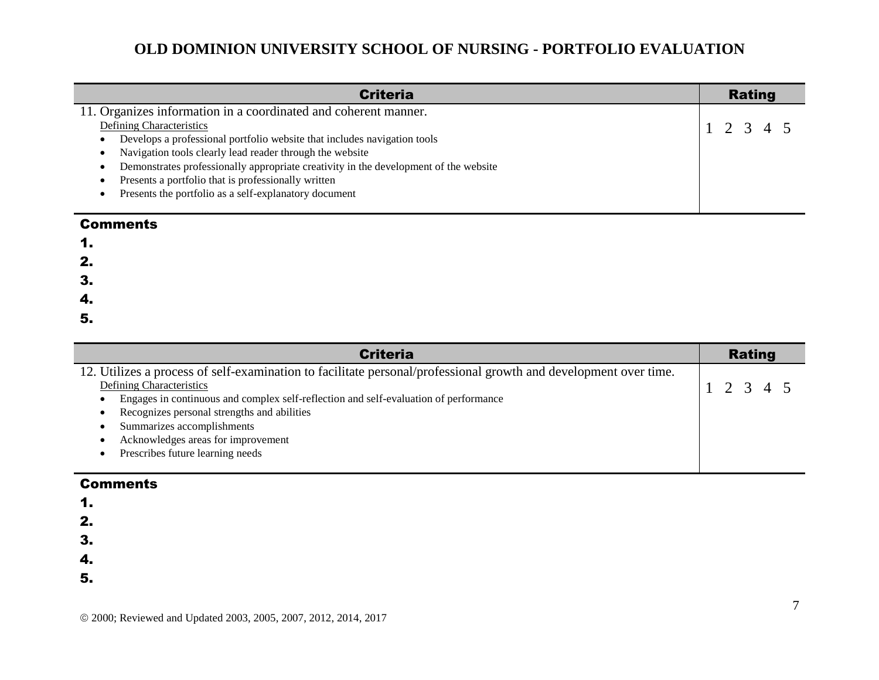# OLD DOMINION UNIVERSITY SCHOOL OF NURSING - PORTFOLIO EVALUATION

| Criteria | Rating |
|---|---|
| 11. Organizes information in a coordinated and coherent manner.<br>Defining Characteristics<br>• Develops a professional portfolio website that includes navigation tools<br>• Navigation tools clearly lead reader through the website<br>• Demonstrates professionally appropriate creativity in the development of the website<br>• Presents a portfolio that is professionally written<br>• Presents the portfolio as a self-explanatory document | 1 2 3 4 5 |

**Comments**

1.
2.
3.
4.
5.

| Criteria | Rating |
|---|---|
| 12. Utilizes a process of self-examination to facilitate personal/professional growth and development over time.<br>Defining Characteristics<br>• Engages in continuous and complex self-reflection and self-evaluation of performance<br>• Recognizes personal strengths and abilities<br>• Summarizes accomplishments<br>• Acknowledges areas for improvement<br>• Prescribes future learning needs | 1 2 3 4 5 |

**Comments**

1.
2.
3.
4.
5.

© 2000; Reviewed and Updated 2003, 2005, 2007, 2012, 2014, 2017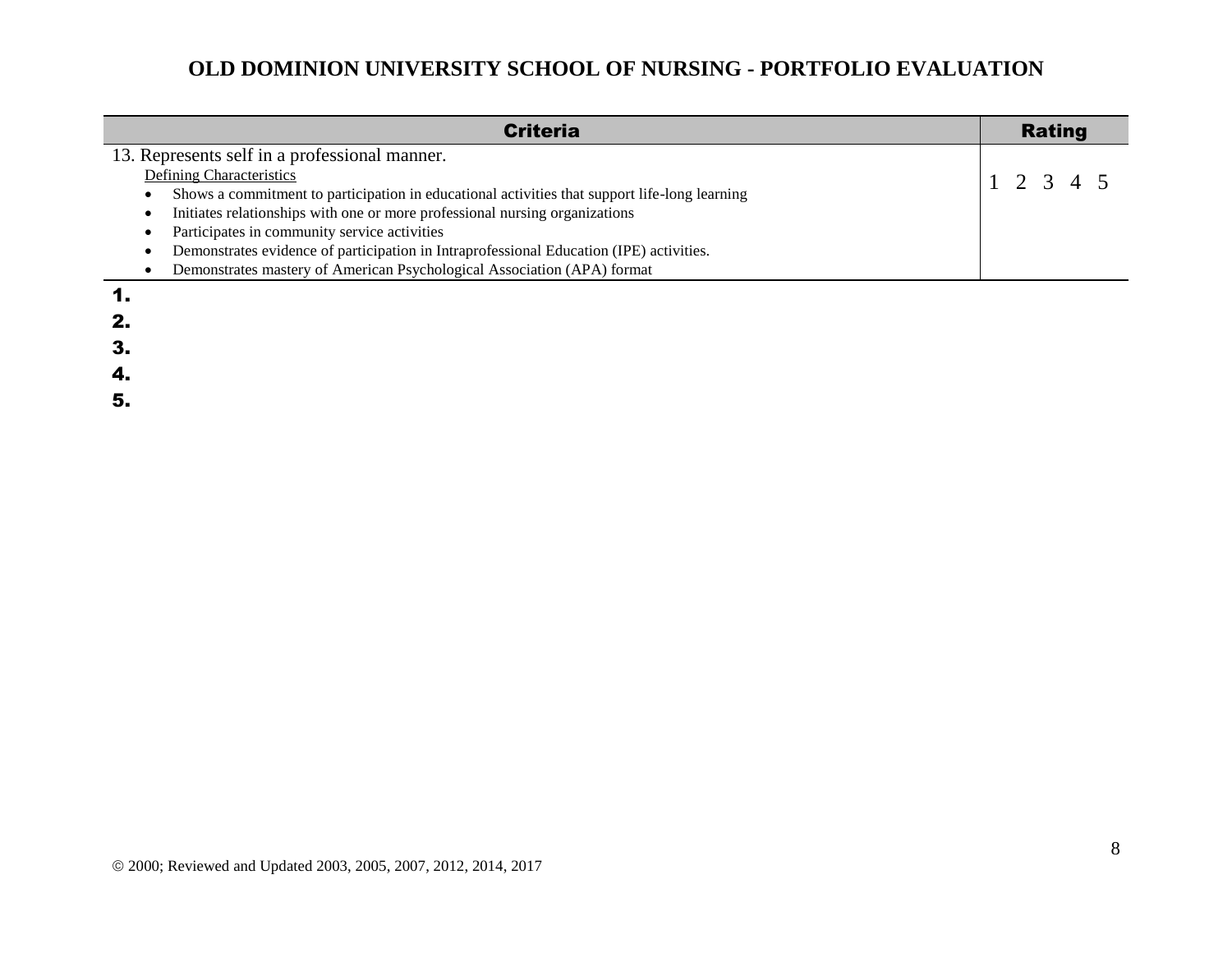# OLD DOMINION UNIVERSITY SCHOOL OF NURSING - PORTFOLIO EVALUATION

| Criteria | Rating |
| --- | --- |
| 13. Represents self in a professional manner.<br>Defining Characteristics<br>• Shows a commitment to participation in educational activities that support life-long learning<br>• Initiates relationships with one or more professional nursing organizations<br>• Participates in community service activities<br>• Demonstrates evidence of participation in Intraprofessional Education (IPE) activities.<br>• Demonstrates mastery of American Psychological Association (APA) format | 1 2 3 4 5 |

1.
2.
3.
4.
5.

© 2000; Reviewed and Updated 2003, 2005, 2007, 2012, 2014, 2017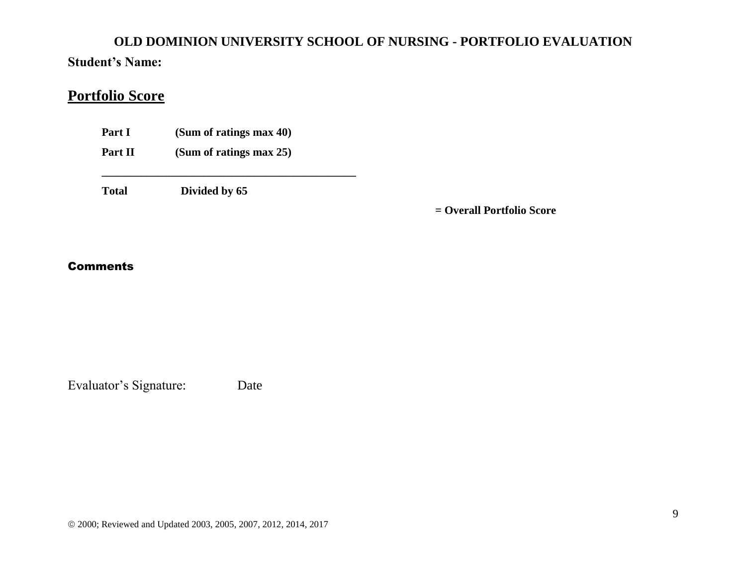# OLD DOMINION UNIVERSITY SCHOOL OF NURSING - PORTFOLIO EVALUATION

**Student's Name:**

## Portfolio Score

| | |
|---|---|
| **Part I** | **(Sum of ratings max 40)** |
| **Part II** | **(Sum of ratings max 25)** |

______________________________________________

**Total** **Divided by 65**

**= Overall Portfolio Score**

**Comments**

Evaluator's Signature: Date

© 2000; Reviewed and Updated 2003, 2005, 2007, 2012, 2014, 2017